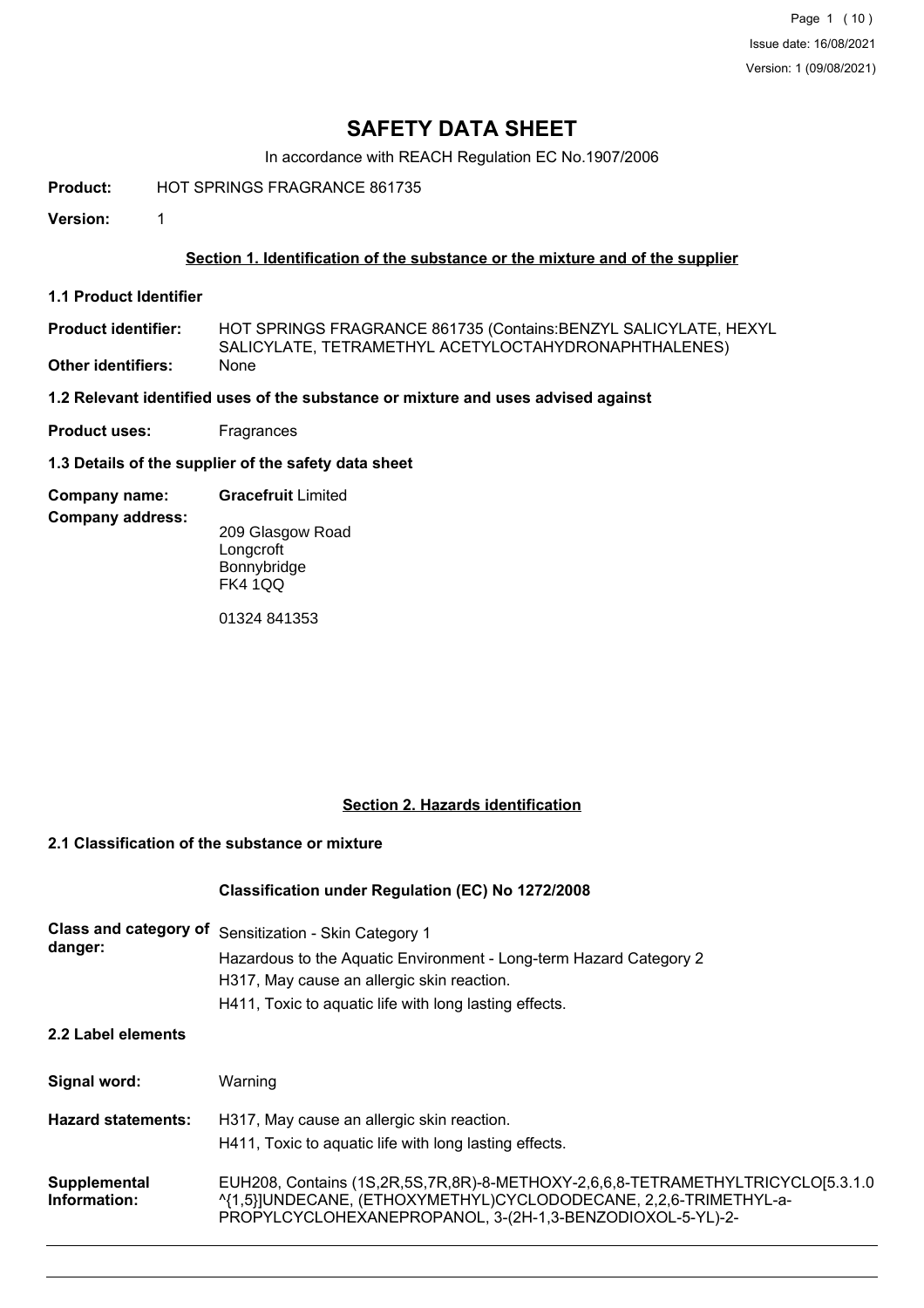# SAFETY DATA SHEET

In accordance with REACH Regulation EC No.1907/2006

**Product:** HOT SPRINGS FRAGRANCE 861735

**Version:** 1

## Section 1. Identification of the substance or the mixture and of the supplier

### 1.1 Product Identifier

**Product identifier:** HOT SPRINGS FRAGRANCE 861735 (Contains:BENZYL SALICYLATE, HEXYL SALICYLATE, TETRAMETHYL ACETYLOCTAHYDRONAPHTHALENES)

**Other identifiers:** None

### 1.2 Relevant identified uses of the substance or mixture and uses advised against

**Product uses:** Fragrances

### 1.3 Details of the supplier of the safety data sheet

**Company name:** **Gracefruit** Limited

**Company address:**

209 Glasgow Road
Longcroft
Bonnybridge
FK4 1QQ

01324 841353

## Section 2. Hazards identification

### 2.1 Classification of the substance or mixture

**Classification under Regulation (EC) No 1272/2008**

**Class and category of danger:** Sensitization - Skin Category 1
Hazardous to the Aquatic Environment - Long-term Hazard Category 2
H317, May cause an allergic skin reaction.
H411, Toxic to aquatic life with long lasting effects.

### 2.2 Label elements

**Signal word:** Warning

**Hazard statements:** H317, May cause an allergic skin reaction.
H411, Toxic to aquatic life with long lasting effects.

**Supplemental Information:** EUH208, Contains (1S,2R,5S,7R,8R)-8-METHOXY-2,6,6,8-TETRAMETHYLTRICYCLO[5.3.1.0^{1,5}]UNDECANE, (ETHOXYMETHYL)CYCLODODECANE, 2,2,6-TRIMETHYL-a-PROPYLCYCLOHEXANEPROPANOL, 3-(2H-1,3-BENZODIOXOL-5-YL)-2-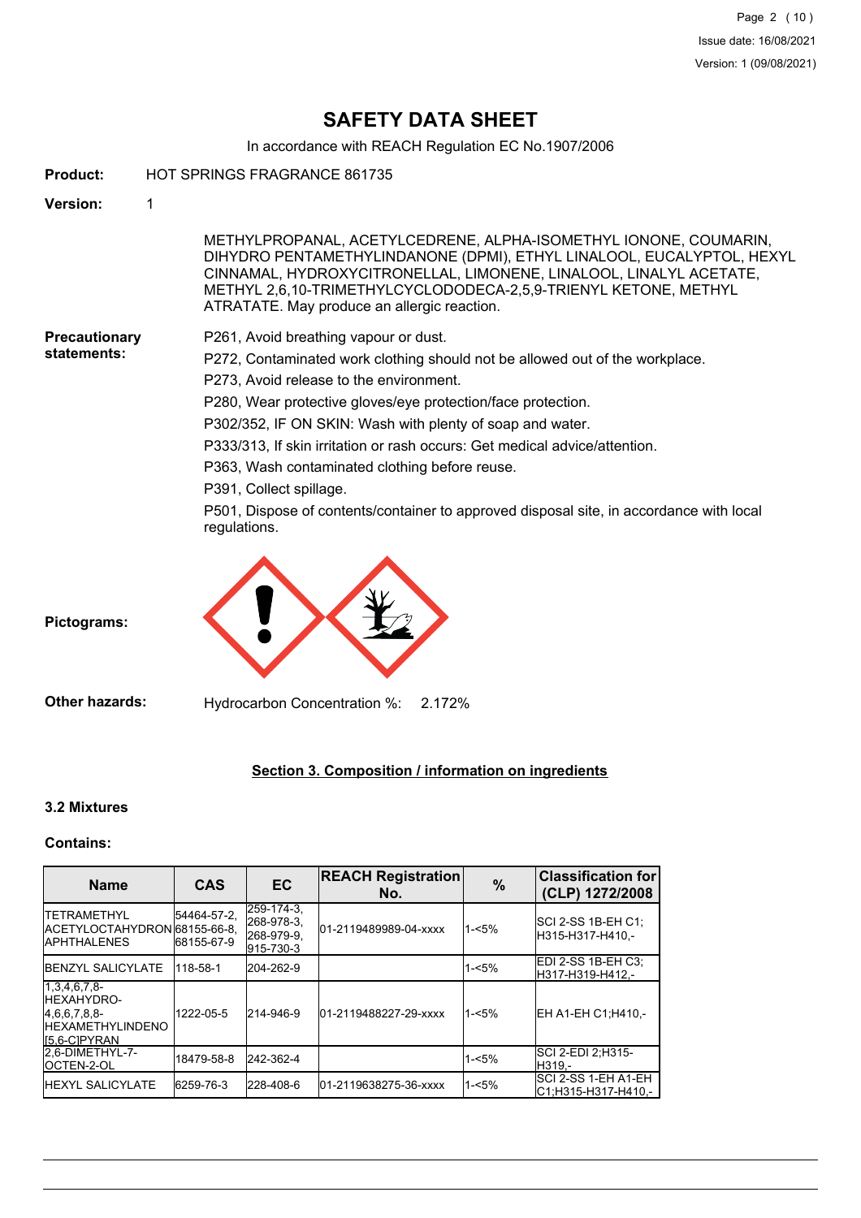# SAFETY DATA SHEET

In accordance with REACH Regulation EC No.1907/2006

**Product:** HOT SPRINGS FRAGRANCE 861735

**Version:** 1

METHYLPROPANAL, ACETYLCEDRENE, ALPHA-ISOMETHYL IONONE, COUMARIN, DIHYDRO PENTAMETHYLINDANONE (DPMI), ETHYL LINALOOL, EUCALYPTOL, HEXYL CINNAMAL, HYDROXYCITRONELLAL, LIMONENE, LINALOOL, LINALYL ACETATE, METHYL 2,6,10-TRIMETHYLCYCLODODECA-2,5,9-TRIENYL KETONE, METHYL ATRATATE. May produce an allergic reaction.

**Precautionary statements:**

P261, Avoid breathing vapour or dust.

P272, Contaminated work clothing should not be allowed out of the workplace.

P273, Avoid release to the environment.

P280, Wear protective gloves/eye protection/face protection.

P302/352, IF ON SKIN: Wash with plenty of soap and water.

P333/313, If skin irritation or rash occurs: Get medical advice/attention.

P363, Wash contaminated clothing before reuse.

P391, Collect spillage.

P501, Dispose of contents/container to approved disposal site, in accordance with local regulations.

**Pictograms:**

**Other hazards:** Hydrocarbon Concentration %: 2.172%

## Section 3. Composition / information on ingredients

### 3.2 Mixtures

**Contains:**

| Name | CAS | EC | REACH Registration No. | % | Classification for (CLP) 1272/2008 |
|---|---|---|---|---|---|
| TETRAMETHYL ACETYLOCTAHYDRONAPHTHALENES | 54464-57-2, 68155-66-8, 68155-67-9 | 259-174-3, 268-978-3, 268-979-9, 915-730-3 | 01-2119489989-04-xxxx | 1-<5% | SCI 2-SS 1B-EH C1;H315-H317-H410,- |
| BENZYL SALICYLATE | 118-58-1 | 204-262-9 | | 1-<5% | EDI 2-SS 1B-EH C3;H317-H319-H412,- |
| 1,3,4,6,7,8-HEXAHYDRO-4,6,6,7,8,8-HEXAMETHYLINDENO[5,6-C]PYRAN | 1222-05-5 | 214-946-9 | 01-2119488227-29-xxxx | 1-<5% | EH A1-EH C1;H410,- |
| 2,6-DIMETHYL-7-OCTEN-2-OL | 18479-58-8 | 242-362-4 | | 1-<5% | SCI 2-EDI 2;H315-H319,- |
| HEXYL SALICYLATE | 6259-76-3 | 228-408-6 | 01-2119638275-36-xxxx | 1-<5% | SCI 2-SS 1-EH A1-EH C1;H315-H317-H410,- |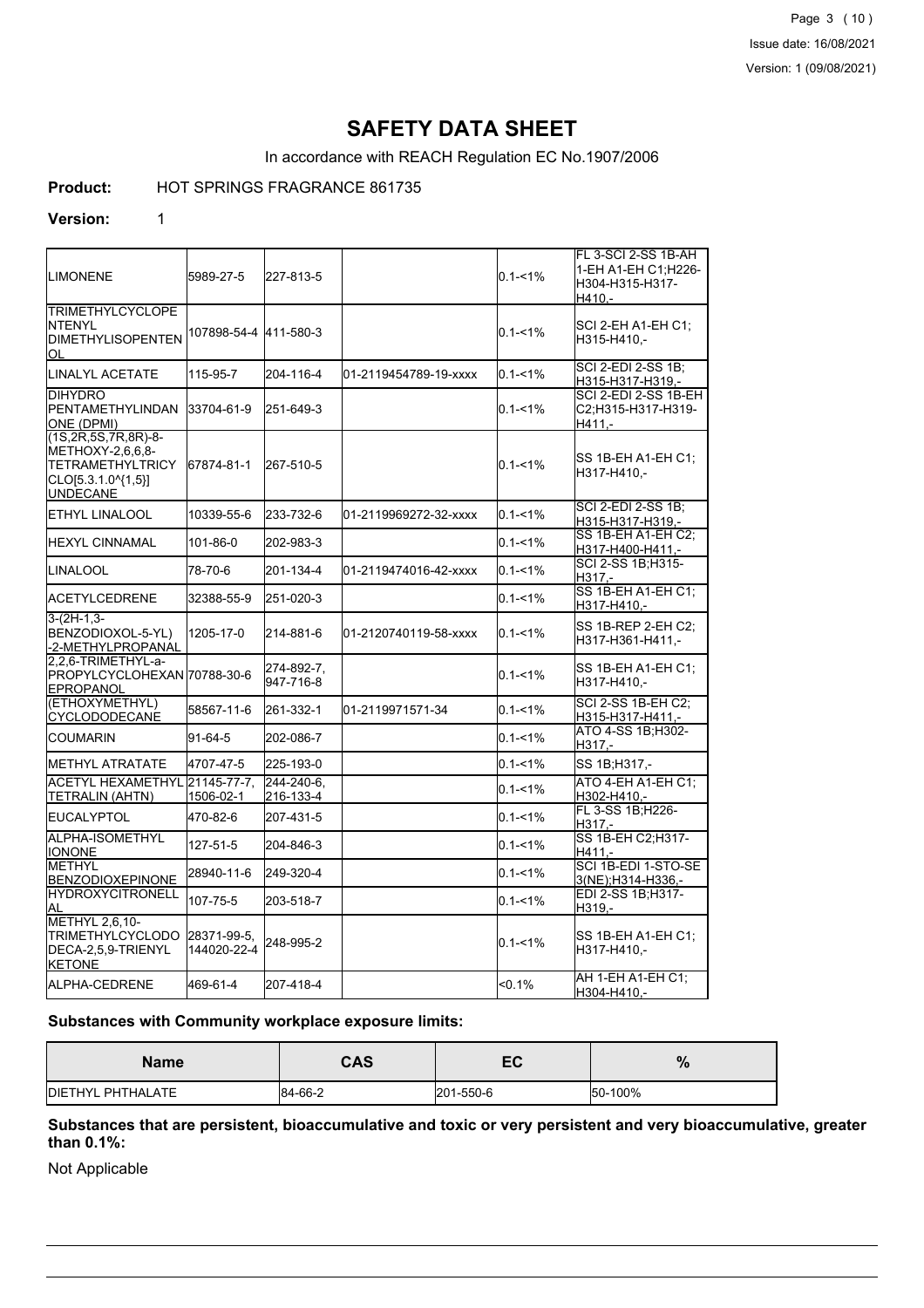# SAFETY DATA SHEET

In accordance with REACH Regulation EC No.1907/2006

**Product:** HOT SPRINGS FRAGRANCE 861735

**Version:** 1

| | | | | | |
|---|---|---|---|---|---|
| LIMONENE | 5989-27-5 | 227-813-5 | | 0.1-<1% | FL 3-SCI 2-SS 1B-AH 1-EH A1-EH C1;H226-H304-H315-H317-H410,- |
| TRIMETHYLCYCLOPENTENYL DIMETHYLISOPENTENOL | 107898-54-4 | 411-580-3 | | 0.1-<1% | SCI 2-EH A1-EH C1; H315-H410,- |
| LINALYL ACETATE | 115-95-7 | 204-116-4 | 01-2119454789-19-xxxx | 0.1-<1% | SCI 2-EDI 2-SS 1B; H315-H317-H319,- |
| DIHYDRO PENTAMETHYLINDANONE (DPMI) | 33704-61-9 | 251-649-3 | | 0.1-<1% | SCI 2-EDI 2-SS 1B-EH C2;H315-H317-H319-H411,- |
| (1S,2R,5S,7R,8R)-8-METHOXY-2,6,6,8-TETRAMETHYLTRICYCLO[5.3.1.0^{1,5}]UNDECANE | 67874-81-1 | 267-510-5 | | 0.1-<1% | SS 1B-EH A1-EH C1; H317-H410,- |
| ETHYL LINALOOL | 10339-55-6 | 233-732-6 | 01-2119969272-32-xxxx | 0.1-<1% | SCI 2-EDI 2-SS 1B; H315-H317-H319,- |
| HEXYL CINNAMAL | 101-86-0 | 202-983-3 | | 0.1-<1% | SS 1B-EH A1-EH C2; H317-H400-H411,- |
| LINALOOL | 78-70-6 | 201-134-4 | 01-2119474016-42-xxxx | 0.1-<1% | SCI 2-SS 1B;H315-H317,- |
| ACETYLCEDRENE | 32388-55-9 | 251-020-3 | | 0.1-<1% | SS 1B-EH A1-EH C1; H317-H410,- |
| 3-(2H-1,3-BENZODIOXOL-5-YL)-2-METHYLPROPANAL | 1205-17-0 | 214-881-6 | 01-2120740119-58-xxxx | 0.1-<1% | SS 1B-REP 2-EH C2; H317-H361-H411,- |
| 2,2,6-TRIMETHYL-a-PROPYLCYCLOHEXANEPROPANOL | 70788-30-6 | 274-892-7, 947-716-8 | | 0.1-<1% | SS 1B-EH A1-EH C1; H317-H410,- |
| (ETHOXYMETHYL) CYCLODODECANE | 58567-11-6 | 261-332-1 | 01-2119971571-34 | 0.1-<1% | SCI 2-SS 1B-EH C2; H315-H317-H411,- |
| COUMARIN | 91-64-5 | 202-086-7 | | 0.1-<1% | ATO 4-SS 1B;H302-H317,- |
| METHYL ATRATATE | 4707-47-5 | 225-193-0 | | 0.1-<1% | SS 1B;H317,- |
| ACETYL HEXAMETHYL TETRALIN (AHTN) | 21145-77-7, 1506-02-1 | 244-240-6, 216-133-4 | | 0.1-<1% | ATO 4-EH A1-EH C1; H302-H410,- |
| EUCALYPTOL | 470-82-6 | 207-431-5 | | 0.1-<1% | FL 3-SS 1B;H226-H317,- |
| ALPHA-ISOMETHYL IONONE | 127-51-5 | 204-846-3 | | 0.1-<1% | SS 1B-EH C2;H317-H411,- |
| METHYL BENZODIOXEPINONE | 28940-11-6 | 249-320-4 | | 0.1-<1% | SCI 1B-EDI 1-STO-SE 3(NE);H314-H336,- |
| HYDROXYCITRONELLAL | 107-75-5 | 203-518-7 | | 0.1-<1% | EDI 2-SS 1B;H317-H319,- |
| METHYL 2,6,10-TRIMETHYLCYCLODODECA-2,5,9-TRIENYL KETONE | 28371-99-5, 144020-22-4 | 248-995-2 | | 0.1-<1% | SS 1B-EH A1-EH C1; H317-H410,- |
| ALPHA-CEDRENE | 469-61-4 | 207-418-4 | | <0.1% | AH 1-EH A1-EH C1; H304-H410,- |

**Substances with Community workplace exposure limits:**

| Name | CAS | EC | % |
|---|---|---|---|
| DIETHYL PHTHALATE | 84-66-2 | 201-550-6 | 50-100% |

**Substances that are persistent, bioaccumulative and toxic or very persistent and very bioaccumulative, greater than 0.1%:**

Not Applicable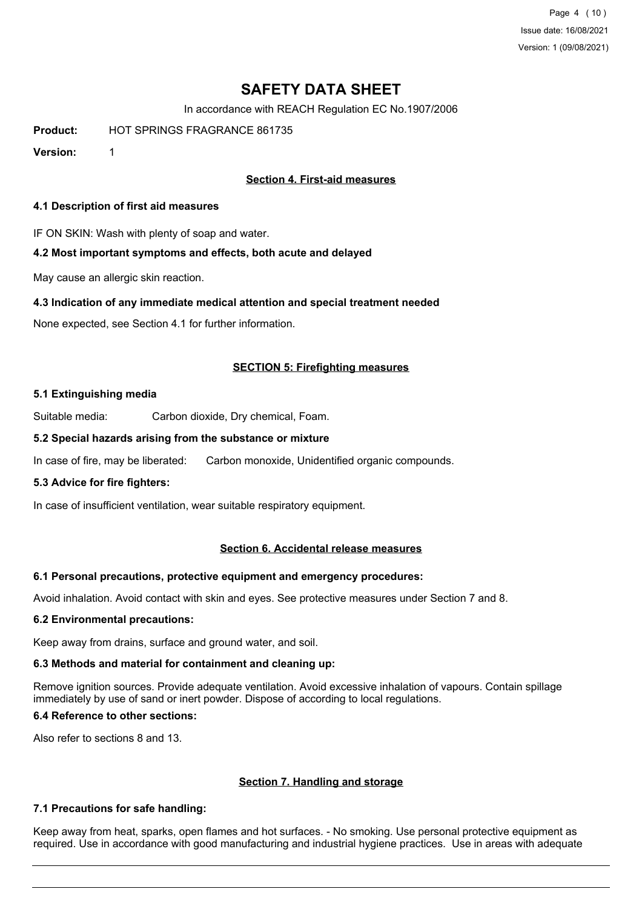# SAFETY DATA SHEET

In accordance with REACH Regulation EC No.1907/2006

**Product:** HOT SPRINGS FRAGRANCE 861735

**Version:** 1

## Section 4. First-aid measures

### 4.1 Description of first aid measures

IF ON SKIN: Wash with plenty of soap and water.

### 4.2 Most important symptoms and effects, both acute and delayed

May cause an allergic skin reaction.

### 4.3 Indication of any immediate medical attention and special treatment needed

None expected, see Section 4.1 for further information.

## SECTION 5: Firefighting measures

### 5.1 Extinguishing media

Suitable media: Carbon dioxide, Dry chemical, Foam.

### 5.2 Special hazards arising from the substance or mixture

In case of fire, may be liberated: Carbon monoxide, Unidentified organic compounds.

### 5.3 Advice for fire fighters:

In case of insufficient ventilation, wear suitable respiratory equipment.

## Section 6. Accidental release measures

### 6.1 Personal precautions, protective equipment and emergency procedures:

Avoid inhalation. Avoid contact with skin and eyes. See protective measures under Section 7 and 8.

### 6.2 Environmental precautions:

Keep away from drains, surface and ground water, and soil.

### 6.3 Methods and material for containment and cleaning up:

Remove ignition sources. Provide adequate ventilation. Avoid excessive inhalation of vapours. Contain spillage immediately by use of sand or inert powder. Dispose of according to local regulations.

### 6.4 Reference to other sections:

Also refer to sections 8 and 13.

## Section 7. Handling and storage

### 7.1 Precautions for safe handling:

Keep away from heat, sparks, open flames and hot surfaces. - No smoking. Use personal protective equipment as required. Use in accordance with good manufacturing and industrial hygiene practices. Use in areas with adequate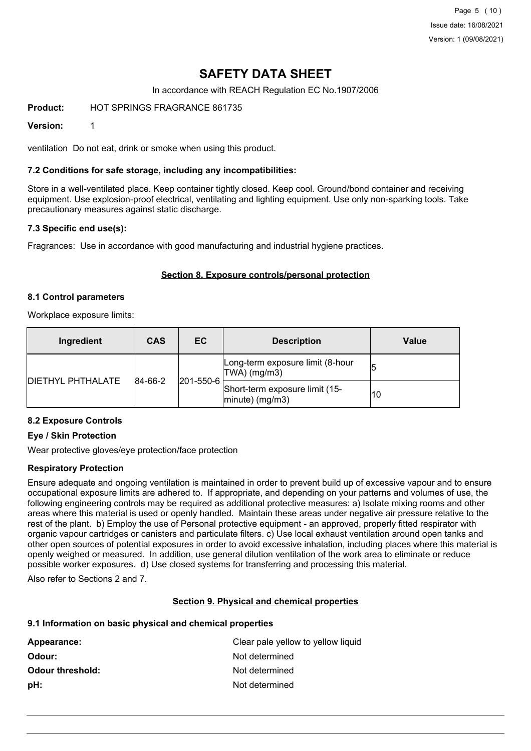ventilation Do not eat, drink or smoke when using this product.

### 7.2 Conditions for safe storage, including any incompatibilities:

Store in a well-ventilated place. Keep container tightly closed. Keep cool. Ground/bond container and receiving equipment. Use explosion-proof electrical, ventilating and lighting equipment. Use only non-sparking tools. Take precautionary measures against static discharge.

### 7.3 Specific end use(s):

Fragrances: Use in accordance with good manufacturing and industrial hygiene practices.

## Section 8. Exposure controls/personal protection

### 8.1 Control parameters

Workplace exposure limits:

| Ingredient | CAS | EC | Description | Value |
|---|---|---|---|---|
| DIETHYL PHTHALATE | 84-66-2 | 201-550-6 | Long-term exposure limit (8-hour TWA) (mg/m3) | 5 |
| | | | Short-term exposure limit (15-minute) (mg/m3) | 10 |

### 8.2 Exposure Controls

**Eye / Skin Protection**

Wear protective gloves/eye protection/face protection

**Respiratory Protection**

Ensure adequate and ongoing ventilation is maintained in order to prevent build up of excessive vapour and to ensure occupational exposure limits are adhered to. If appropriate, and depending on your patterns and volumes of use, the following engineering controls may be required as additional protective measures: a) Isolate mixing rooms and other areas where this material is used or openly handled. Maintain these areas under negative air pressure relative to the rest of the plant. b) Employ the use of Personal protective equipment - an approved, properly fitted respirator with organic vapour cartridges or canisters and particulate filters. c) Use local exhaust ventilation around open tanks and other open sources of potential exposures in order to avoid excessive inhalation, including places where this material is openly weighed or measured. In addition, use general dilution ventilation of the work area to eliminate or reduce possible worker exposures. d) Use closed systems for transferring and processing this material.

Also refer to Sections 2 and 7.

## Section 9. Physical and chemical properties

### 9.1 Information on basic physical and chemical properties

**Appearance:** Clear pale yellow to yellow liquid

**Odour:** Not determined

**Odour threshold:** Not determined

**pH:** Not determined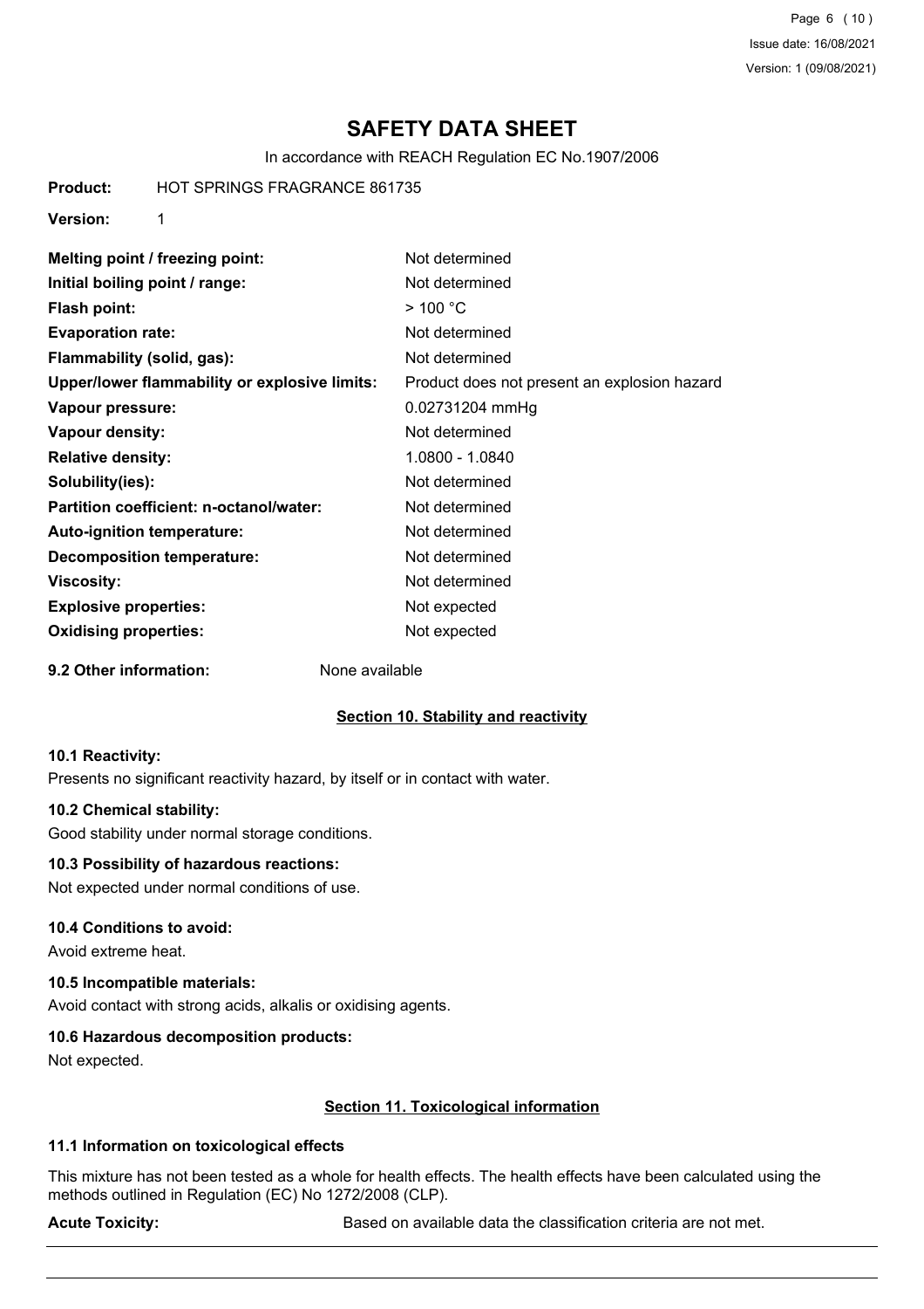# SAFETY DATA SHEET

In accordance with REACH Regulation EC No.1907/2006

**Product:** HOT SPRINGS FRAGRANCE 861735

**Version:** 1

| | |
|---|---|
| **Melting point / freezing point:** | Not determined |
| **Initial boiling point / range:** | Not determined |
| **Flash point:** | > 100 °C |
| **Evaporation rate:** | Not determined |
| **Flammability (solid, gas):** | Not determined |
| **Upper/lower flammability or explosive limits:** | Product does not present an explosion hazard |
| **Vapour pressure:** | 0.02731204 mmHg |
| **Vapour density:** | Not determined |
| **Relative density:** | 1.0800 - 1.0840 |
| **Solubility(ies):** | Not determined |
| **Partition coefficient: n-octanol/water:** | Not determined |
| **Auto-ignition temperature:** | Not determined |
| **Decomposition temperature:** | Not determined |
| **Viscosity:** | Not determined |
| **Explosive properties:** | Not expected |
| **Oxidising properties:** | Not expected |

**9.2 Other information:** None available

## Section 10. Stability and reactivity

### 10.1 Reactivity:

Presents no significant reactivity hazard, by itself or in contact with water.

### 10.2 Chemical stability:

Good stability under normal storage conditions.

### 10.3 Possibility of hazardous reactions:

Not expected under normal conditions of use.

### 10.4 Conditions to avoid:

Avoid extreme heat.

### 10.5 Incompatible materials:

Avoid contact with strong acids, alkalis or oxidising agents.

### 10.6 Hazardous decomposition products:

Not expected.

## Section 11. Toxicological information

### 11.1 Information on toxicological effects

This mixture has not been tested as a whole for health effects. The health effects have been calculated using the methods outlined in Regulation (EC) No 1272/2008 (CLP).

**Acute Toxicity:** Based on available data the classification criteria are not met.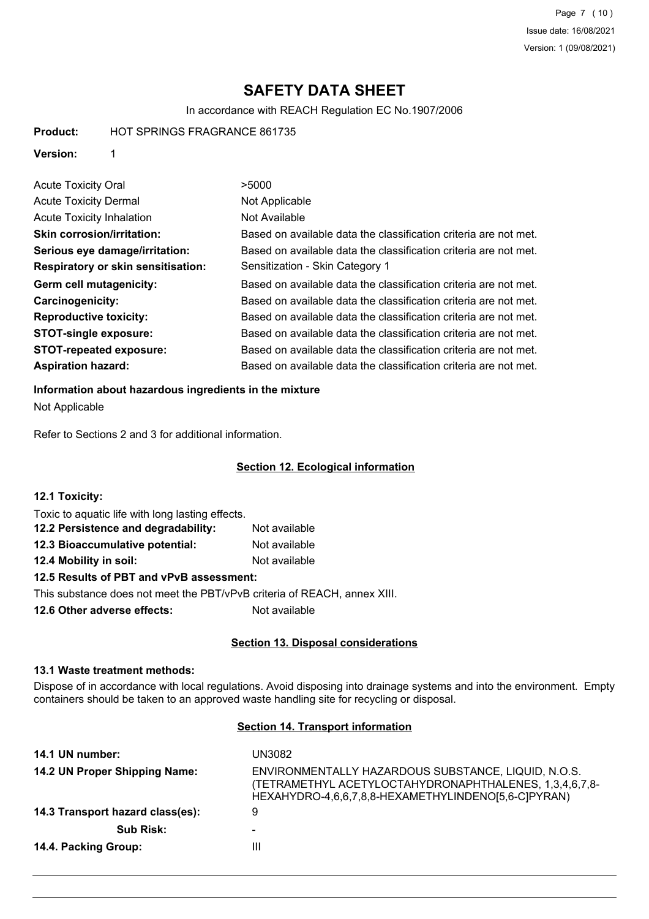# SAFETY DATA SHEET

In accordance with REACH Regulation EC No.1907/2006

**Product:** HOT SPRINGS FRAGRANCE 861735

**Version:** 1

| | |
|---|---|
| Acute Toxicity Oral | >5000 |
| Acute Toxicity Dermal | Not Applicable |
| Acute Toxicity Inhalation | Not Available |
| **Skin corrosion/irritation:** | Based on available data the classification criteria are not met. |
| **Serious eye damage/irritation:** | Based on available data the classification criteria are not met. |
| **Respiratory or skin sensitisation:** | Sensitization - Skin Category 1 |
| **Germ cell mutagenicity:** | Based on available data the classification criteria are not met. |
| **Carcinogenicity:** | Based on available data the classification criteria are not met. |
| **Reproductive toxicity:** | Based on available data the classification criteria are not met. |
| **STOT-single exposure:** | Based on available data the classification criteria are not met. |
| **STOT-repeated exposure:** | Based on available data the classification criteria are not met. |
| **Aspiration hazard:** | Based on available data the classification criteria are not met. |

**Information about hazardous ingredients in the mixture**

Not Applicable

Refer to Sections 2 and 3 for additional information.

## Section 12. Ecological information

**12.1 Toxicity:**

Toxic to aquatic life with long lasting effects.

**12.2 Persistence and degradability:** Not available

**12.3 Bioaccumulative potential:** Not available

**12.4 Mobility in soil:** Not available

**12.5 Results of PBT and vPvB assessment:**

This substance does not meet the PBT/vPvB criteria of REACH, annex XIII.

**12.6 Other adverse effects:** Not available

## Section 13. Disposal considerations

**13.1 Waste treatment methods:**

Dispose of in accordance with local regulations. Avoid disposing into drainage systems and into the environment. Empty containers should be taken to an approved waste handling site for recycling or disposal.

## Section 14. Transport information

| | |
|---|---|
| **14.1 UN number:** | UN3082 |
| **14.2 UN Proper Shipping Name:** | ENVIRONMENTALLY HAZARDOUS SUBSTANCE, LIQUID, N.O.S. (TETRAMETHYL ACETYLOCTAHYDRONAPHTHALENES, 1,3,4,6,7,8-HEXAHYDRO-4,6,6,7,8,8-HEXAMETHYLINDENO[5,6-C]PYRAN) |
| **14.3 Transport hazard class(es):** | 9 |
| **Sub Risk:** | - |
| **14.4. Packing Group:** | III |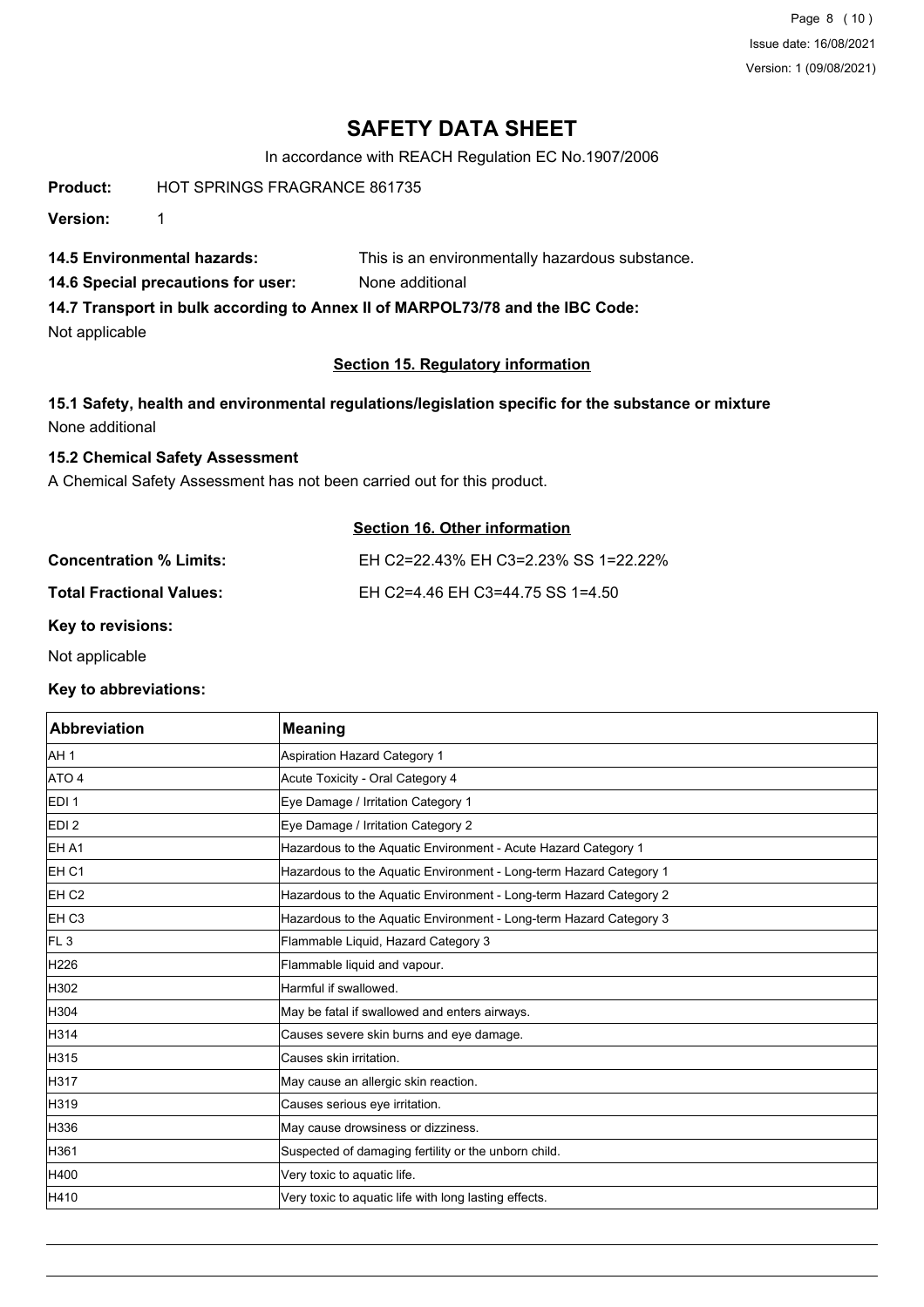# SAFETY DATA SHEET

In accordance with REACH Regulation EC No.1907/2006

**Product:** HOT SPRINGS FRAGRANCE 861735

**Version:** 1

**14.5 Environmental hazards:** This is an environmentally hazardous substance.

**14.6 Special precautions for user:** None additional

**14.7 Transport in bulk according to Annex II of MARPOL73/78 and the IBC Code:**

Not applicable

## Section 15. Regulatory information

**15.1 Safety, health and environmental regulations/legislation specific for the substance or mixture**

None additional

**15.2 Chemical Safety Assessment**

A Chemical Safety Assessment has not been carried out for this product.

## Section 16. Other information

**Concentration % Limits:** EH C2=22.43% EH C3=2.23% SS 1=22.22%

**Total Fractional Values:** EH C2=4.46 EH C3=44.75 SS 1=4.50

**Key to revisions:**

Not applicable

**Key to abbreviations:**

| Abbreviation | Meaning |
|---|---|
| AH 1 | Aspiration Hazard Category 1 |
| ATO 4 | Acute Toxicity - Oral Category 4 |
| EDI 1 | Eye Damage / Irritation Category 1 |
| EDI 2 | Eye Damage / Irritation Category 2 |
| EH A1 | Hazardous to the Aquatic Environment - Acute Hazard Category 1 |
| EH C1 | Hazardous to the Aquatic Environment - Long-term Hazard Category 1 |
| EH C2 | Hazardous to the Aquatic Environment - Long-term Hazard Category 2 |
| EH C3 | Hazardous to the Aquatic Environment - Long-term Hazard Category 3 |
| FL 3 | Flammable Liquid, Hazard Category 3 |
| H226 | Flammable liquid and vapour. |
| H302 | Harmful if swallowed. |
| H304 | May be fatal if swallowed and enters airways. |
| H314 | Causes severe skin burns and eye damage. |
| H315 | Causes skin irritation. |
| H317 | May cause an allergic skin reaction. |
| H319 | Causes serious eye irritation. |
| H336 | May cause drowsiness or dizziness. |
| H361 | Suspected of damaging fertility or the unborn child. |
| H400 | Very toxic to aquatic life. |
| H410 | Very toxic to aquatic life with long lasting effects. |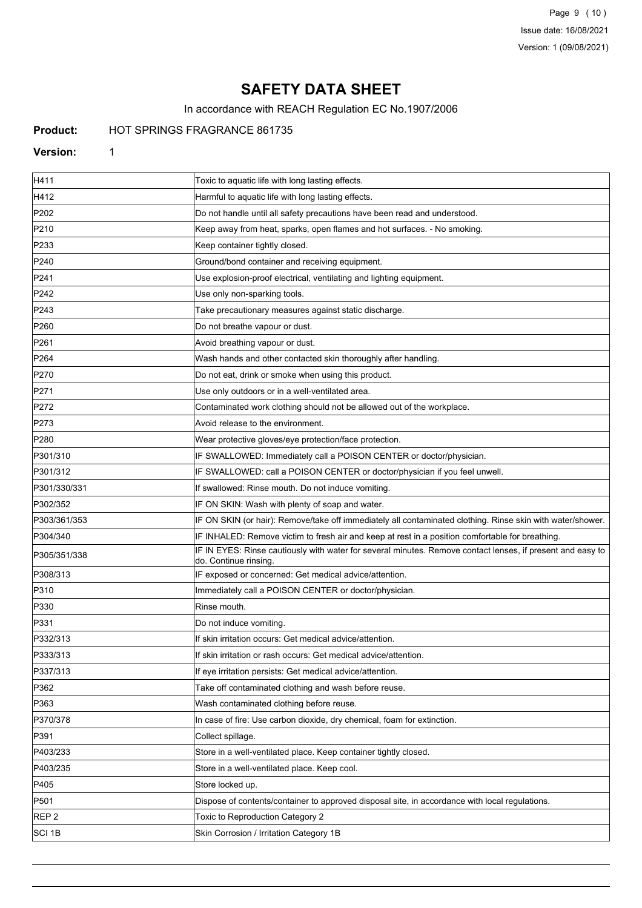# SAFETY DATA SHEET

In accordance with REACH Regulation EC No.1907/2006

**Product:** HOT SPRINGS FRAGRANCE 861735

**Version:** 1

| | |
|---|---|
| H411 | Toxic to aquatic life with long lasting effects. |
| H412 | Harmful to aquatic life with long lasting effects. |
| P202 | Do not handle until all safety precautions have been read and understood. |
| P210 | Keep away from heat, sparks, open flames and hot surfaces. - No smoking. |
| P233 | Keep container tightly closed. |
| P240 | Ground/bond container and receiving equipment. |
| P241 | Use explosion-proof electrical, ventilating and lighting equipment. |
| P242 | Use only non-sparking tools. |
| P243 | Take precautionary measures against static discharge. |
| P260 | Do not breathe vapour or dust. |
| P261 | Avoid breathing vapour or dust. |
| P264 | Wash hands and other contacted skin thoroughly after handling. |
| P270 | Do not eat, drink or smoke when using this product. |
| P271 | Use only outdoors or in a well-ventilated area. |
| P272 | Contaminated work clothing should not be allowed out of the workplace. |
| P273 | Avoid release to the environment. |
| P280 | Wear protective gloves/eye protection/face protection. |
| P301/310 | IF SWALLOWED: Immediately call a POISON CENTER or doctor/physician. |
| P301/312 | IF SWALLOWED: call a POISON CENTER or doctor/physician if you feel unwell. |
| P301/330/331 | If swallowed: Rinse mouth. Do not induce vomiting. |
| P302/352 | IF ON SKIN: Wash with plenty of soap and water. |
| P303/361/353 | IF ON SKIN (or hair): Remove/take off immediately all contaminated clothing. Rinse skin with water/shower. |
| P304/340 | IF INHALED: Remove victim to fresh air and keep at rest in a position comfortable for breathing. |
| P305/351/338 | IF IN EYES: Rinse cautiously with water for several minutes. Remove contact lenses, if present and easy to do. Continue rinsing. |
| P308/313 | IF exposed or concerned: Get medical advice/attention. |
| P310 | Immediately call a POISON CENTER or doctor/physician. |
| P330 | Rinse mouth. |
| P331 | Do not induce vomiting. |
| P332/313 | If skin irritation occurs: Get medical advice/attention. |
| P333/313 | If skin irritation or rash occurs: Get medical advice/attention. |
| P337/313 | If eye irritation persists: Get medical advice/attention. |
| P362 | Take off contaminated clothing and wash before reuse. |
| P363 | Wash contaminated clothing before reuse. |
| P370/378 | In case of fire: Use carbon dioxide, dry chemical, foam for extinction. |
| P391 | Collect spillage. |
| P403/233 | Store in a well-ventilated place. Keep container tightly closed. |
| P403/235 | Store in a well-ventilated place. Keep cool. |
| P405 | Store locked up. |
| P501 | Dispose of contents/container to approved disposal site, in accordance with local regulations. |
| REP 2 | Toxic to Reproduction Category 2 |
| SCI 1B | Skin Corrosion / Irritation Category 1B |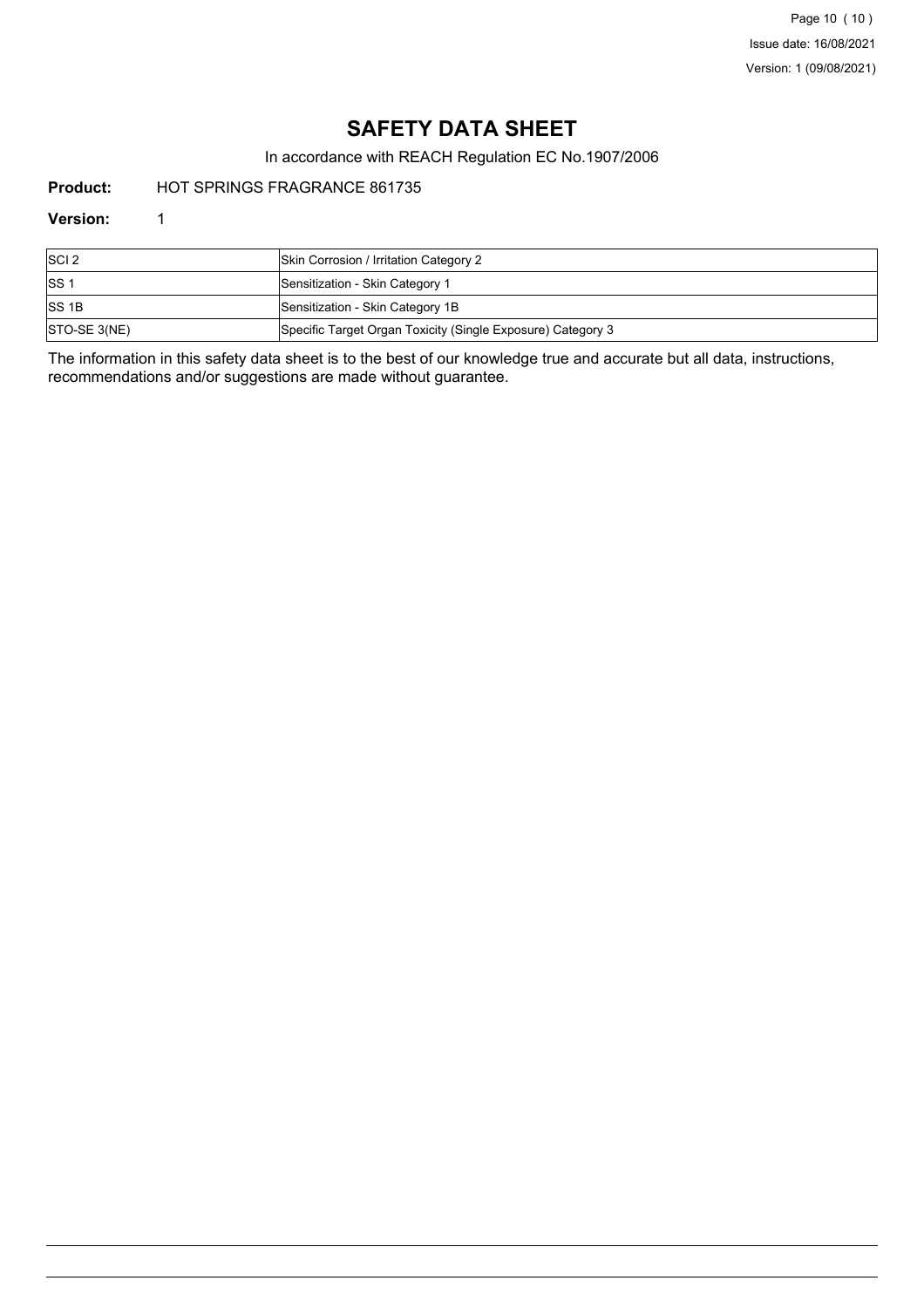# SAFETY DATA SHEET

In accordance with REACH Regulation EC No.1907/2006

**Product:** HOT SPRINGS FRAGRANCE 861735

**Version:** 1

| | |
|---|---|
| SCI 2 | Skin Corrosion / Irritation Category 2 |
| SS 1 | Sensitization - Skin Category 1 |
| SS 1B | Sensitization - Skin Category 1B |
| STO-SE 3(NE) | Specific Target Organ Toxicity (Single Exposure) Category 3 |

The information in this safety data sheet is to the best of our knowledge true and accurate but all data, instructions, recommendations and/or suggestions are made without guarantee.